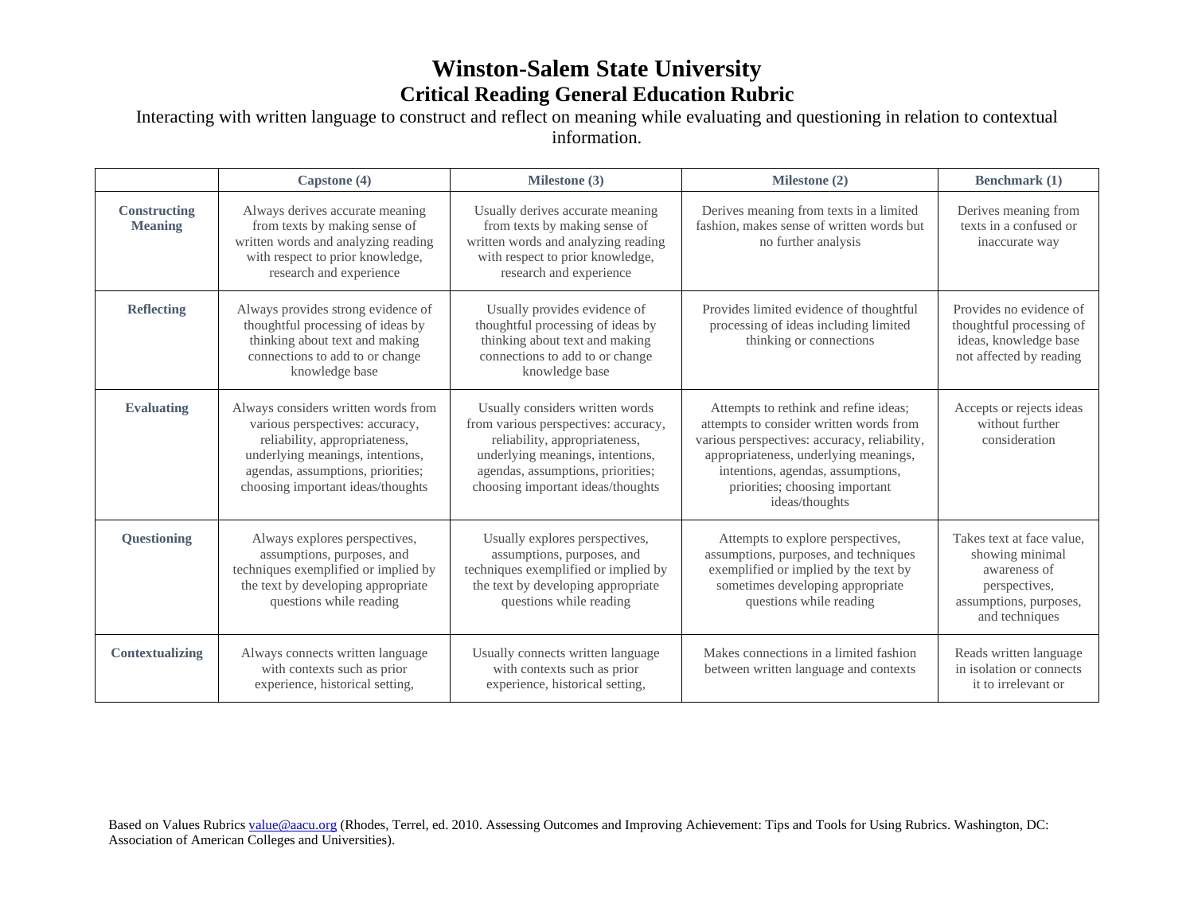# Winston-Salem State University
## Critical Reading General Education Rubric

Interacting with written language to construct and reflect on meaning while evaluating and questioning in relation to contextual information.

| | Capstone (4) | Milestone (3) | Milestone (2) | Benchmark (1) |
|---|---|---|---|---|
| **Constructing Meaning** | Always derives accurate meaning from texts by making sense of written words and analyzing reading with respect to prior knowledge, research and experience | Usually derives accurate meaning from texts by making sense of written words and analyzing reading with respect to prior knowledge, research and experience | Derives meaning from texts in a limited fashion, makes sense of written words but no further analysis | Derives meaning from texts in a confused or inaccurate way |
| **Reflecting** | Always provides strong evidence of thoughtful processing of ideas by thinking about text and making connections to add to or change knowledge base | Usually provides evidence of thoughtful processing of ideas by thinking about text and making connections to add to or change knowledge base | Provides limited evidence of thoughtful processing of ideas including limited thinking or connections | Provides no evidence of thoughtful processing of ideas, knowledge base not affected by reading |
| **Evaluating** | Always considers written words from various perspectives: accuracy, reliability, appropriateness, underlying meanings, intentions, agendas, assumptions, priorities; choosing important ideas/thoughts | Usually considers written words from various perspectives: accuracy, reliability, appropriateness, underlying meanings, intentions, agendas, assumptions, priorities; choosing important ideas/thoughts | Attempts to rethink and refine ideas; attempts to consider written words from various perspectives: accuracy, reliability, appropriateness, underlying meanings, intentions, agendas, assumptions, priorities; choosing important ideas/thoughts | Accepts or rejects ideas without further consideration |
| **Questioning** | Always explores perspectives, assumptions, purposes, and techniques exemplified or implied by the text by developing appropriate questions while reading | Usually explores perspectives, assumptions, purposes, and techniques exemplified or implied by the text by developing appropriate questions while reading | Attempts to explore perspectives, assumptions, purposes, and techniques exemplified or implied by the text by sometimes developing appropriate questions while reading | Takes text at face value, showing minimal awareness of perspectives, assumptions, purposes, and techniques |
| **Contextualizing** | Always connects written language with contexts such as prior experience, historical setting, | Usually connects written language with contexts such as prior experience, historical setting, | Makes connections in a limited fashion between written language and contexts | Reads written language in isolation or connects it to irrelevant or |

Based on Values Rubrics value@aacu.org (Rhodes, Terrel, ed. 2010. Assessing Outcomes and Improving Achievement: Tips and Tools for Using Rubrics. Washington, DC: Association of American Colleges and Universities).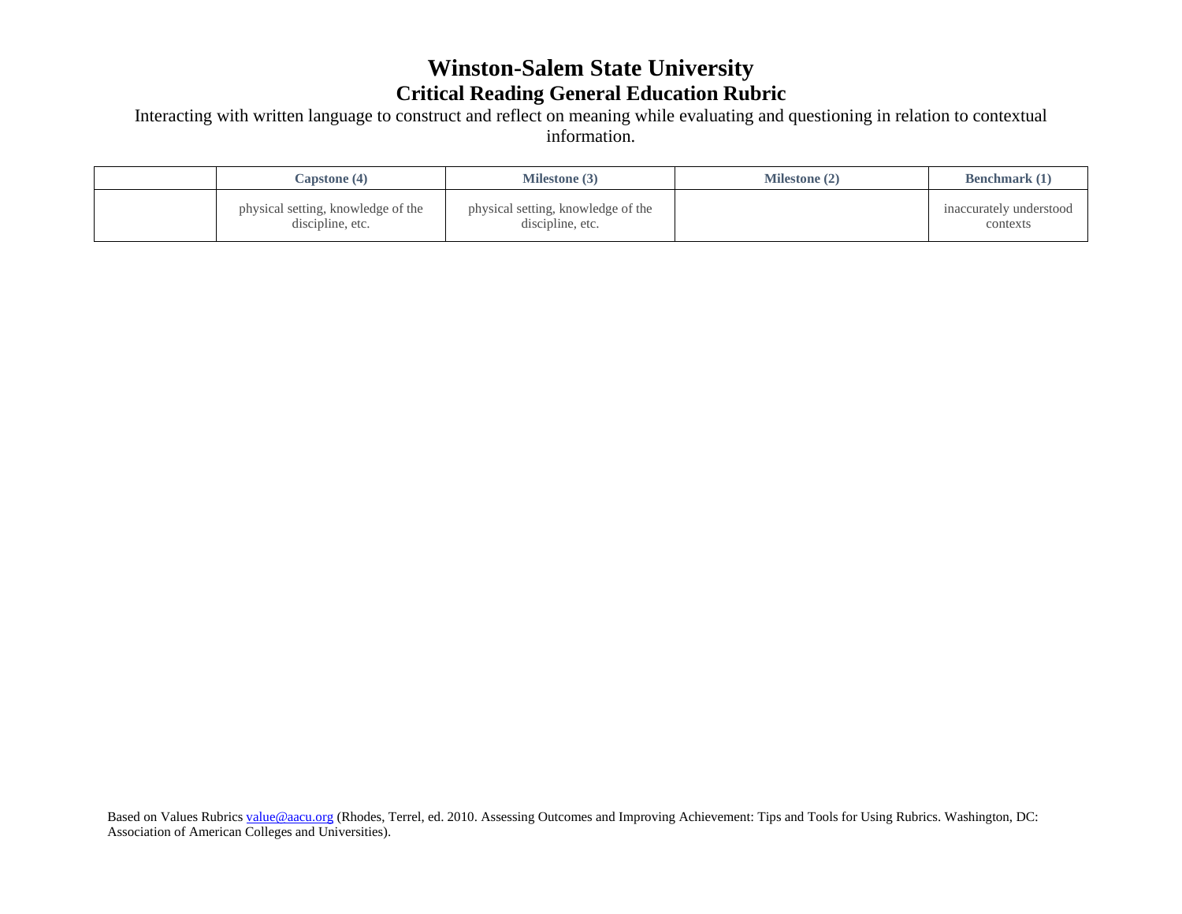# Winston-Salem State University

## Critical Reading General Education Rubric

Interacting with written language to construct and reflect on meaning while evaluating and questioning in relation to contextual information.

| | Capstone (4) | Milestone (3) | Milestone (2) | Benchmark (1) |
|---|---|---|---|---|
| | physical setting, knowledge of the discipline, etc. | physical setting, knowledge of the discipline, etc. | | inaccurately understood contexts |

Based on Values Rubrics value@aacu.org (Rhodes, Terrel, ed. 2010. Assessing Outcomes and Improving Achievement: Tips and Tools for Using Rubrics. Washington, DC: Association of American Colleges and Universities).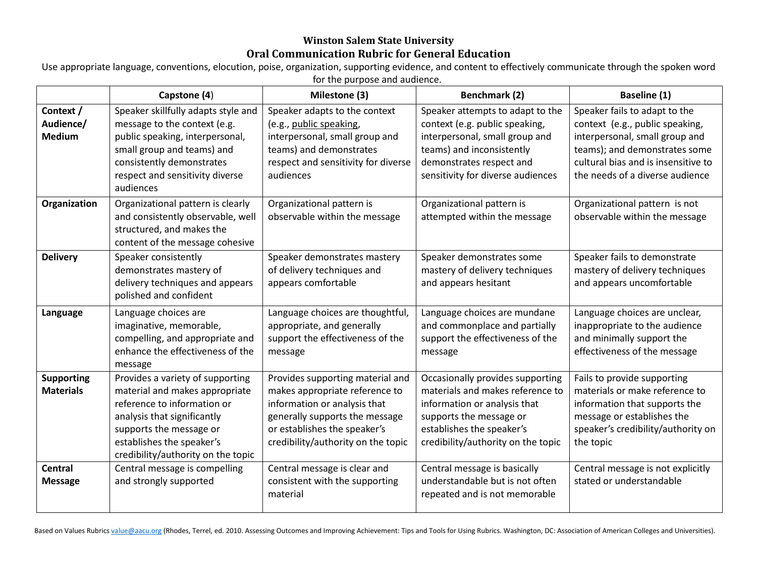# Winston Salem State University

## Oral Communication Rubric for General Education

Use appropriate language, conventions, elocution, poise, organization, supporting evidence, and content to effectively communicate through the spoken word for the purpose and audience.

| | Capstone (4) | Milestone (3) | Benchmark (2) | Baseline (1) |
|---|---|---|---|---|
| **Context / Audience/ Medium** | Speaker skillfully adapts style and message to the context (e.g. public speaking, interpersonal, small group and teams) and consistently demonstrates respect and sensitivity diverse audiences | Speaker adapts to the context (e.g., public speaking, interpersonal, small group and teams) and demonstrates respect and sensitivity for diverse audiences | Speaker attempts to adapt to the context (e.g. public speaking, interpersonal, small group and teams) and inconsistently demonstrates respect and sensitivity for diverse audiences | Speaker fails to adapt to the context (e.g., public speaking, interpersonal, small group and teams); and demonstrates some cultural bias and is insensitive to the needs of a diverse audience |
| **Organization** | Organizational pattern is clearly and consistently observable, well structured, and makes the content of the message cohesive | Organizational pattern is observable within the message | Organizational pattern is attempted within the message | Organizational pattern is not observable within the message |
| **Delivery** | Speaker consistently demonstrates mastery of delivery techniques and appears polished and confident | Speaker demonstrates mastery of delivery techniques and appears comfortable | Speaker demonstrates some mastery of delivery techniques and appears hesitant | Speaker fails to demonstrate mastery of delivery techniques and appears uncomfortable |
| **Language** | Language choices are imaginative, memorable, compelling, and appropriate and enhance the effectiveness of the message | Language choices are thoughtful, appropriate, and generally support the effectiveness of the message | Language choices are mundane and commonplace and partially support the effectiveness of the message | Language choices are unclear, inappropriate to the audience and minimally support the effectiveness of the message |
| **Supporting Materials** | Provides a variety of supporting material and makes appropriate reference to information or analysis that significantly supports the message or establishes the speaker's credibility/authority on the topic | Provides supporting material and makes appropriate reference to information or analysis that generally supports the message or establishes the speaker's credibility/authority on the topic | Occasionally provides supporting materials and makes reference to information or analysis that supports the message or establishes the speaker's credibility/authority on the topic | Fails to provide supporting materials or make reference to information that supports the message or establishes the speaker's credibility/authority on the topic |
| **Central Message** | Central message is compelling and strongly supported | Central message is clear and consistent with the supporting material | Central message is basically understandable but is not often repeated and is not memorable | Central message is not explicitly stated or understandable |

Based on Values Rubrics value@aacu.org (Rhodes, Terrel, ed. 2010. Assessing Outcomes and Improving Achievement: Tips and Tools for Using Rubrics. Washington, DC: Association of American Colleges and Universities).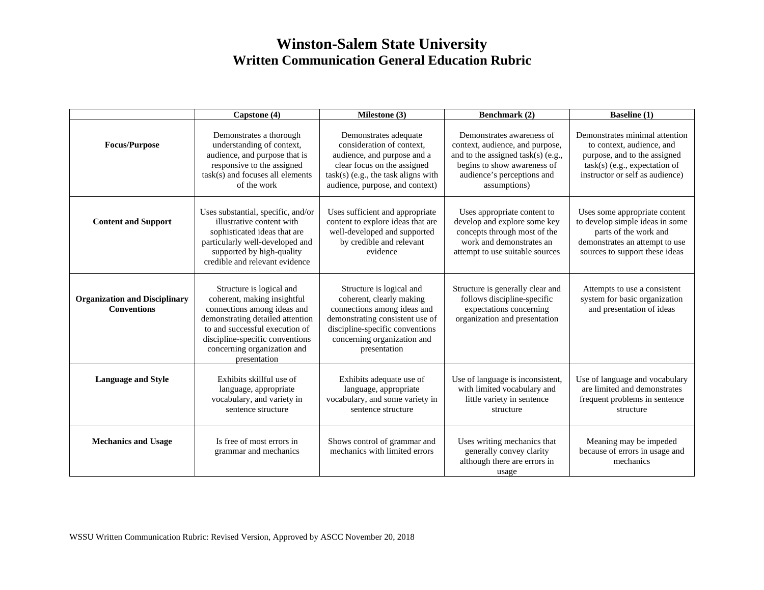# Winston-Salem State University

## Written Communication General Education Rubric

| | Capstone (4) | Milestone (3) | Benchmark (2) | Baseline (1) |
|---|---|---|---|---|
| **Focus/Purpose** | Demonstrates a thorough understanding of context, audience, and purpose that is responsive to the assigned task(s) and focuses all elements of the work | Demonstrates adequate consideration of context, audience, and purpose and a clear focus on the assigned task(s) (e.g., the task aligns with audience, purpose, and context) | Demonstrates awareness of context, audience, and purpose, and to the assigned task(s) (e.g., begins to show awareness of audience's perceptions and assumptions) | Demonstrates minimal attention to context, audience, and purpose, and to the assigned task(s) (e.g., expectation of instructor or self as audience) |
| **Content and Support** | Uses substantial, specific, and/or illustrative content with sophisticated ideas that are particularly well-developed and supported by high-quality credible and relevant evidence | Uses sufficient and appropriate content to explore ideas that are well-developed and supported by credible and relevant evidence | Uses appropriate content to develop and explore some key concepts through most of the work and demonstrates an attempt to use suitable sources | Uses some appropriate content to develop simple ideas in some parts of the work and demonstrates an attempt to use sources to support these ideas |
| **Organization and Disciplinary Conventions** | Structure is logical and coherent, making insightful connections among ideas and demonstrating detailed attention to and successful execution of discipline-specific conventions concerning organization and presentation | Structure is logical and coherent, clearly making connections among ideas and demonstrating consistent use of discipline-specific conventions concerning organization and presentation | Structure is generally clear and follows discipline-specific expectations concerning organization and presentation | Attempts to use a consistent system for basic organization and presentation of ideas |
| **Language and Style** | Exhibits skillful use of language, appropriate vocabulary, and variety in sentence structure | Exhibits adequate use of language, appropriate vocabulary, and some variety in sentence structure | Use of language is inconsistent, with limited vocabulary and little variety in sentence structure | Use of language and vocabulary are limited and demonstrates frequent problems in sentence structure |
| **Mechanics and Usage** | Is free of most errors in grammar and mechanics | Shows control of grammar and mechanics with limited errors | Uses writing mechanics that generally convey clarity although there are errors in usage | Meaning may be impeded because of errors in usage and mechanics |

WSSU Written Communication Rubric: Revised Version, Approved by ASCC November 20, 2018